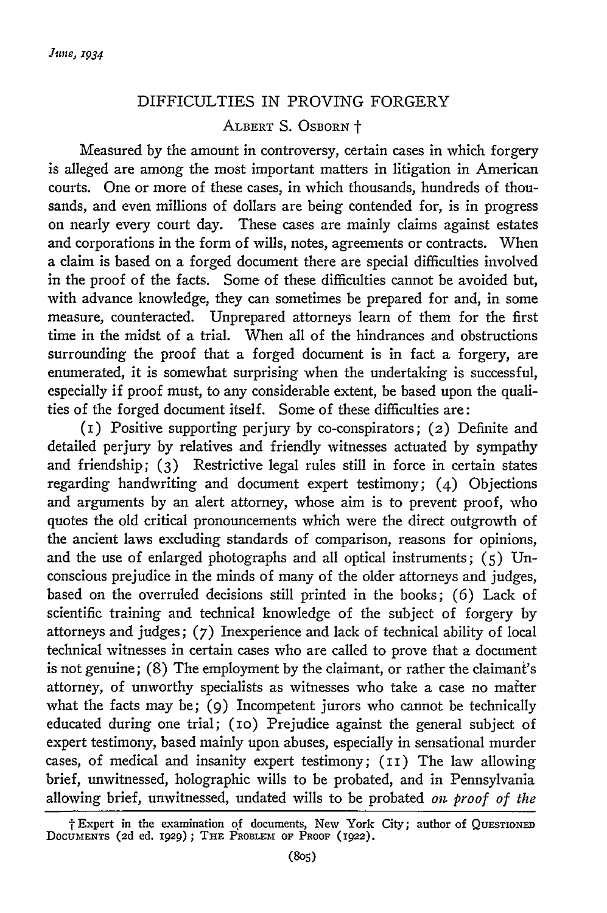# DIFFICULTIES IN PROVING FORGERY

ALBERT S. OSBORN †

Measured by the amount in controversy, certain cases in which forgery is alleged are among the most important matters in litigation in American courts. One or more of these cases, in which thousands, hundreds of thousands, and even millions of dollars are being contended for, is in progress on nearly every court day. These cases are mainly claims against estates and corporations in the form of wills, notes, agreements or contracts. When a claim is based on a forged document there are special difficulties involved in the proof of the facts. Some of these difficulties cannot be avoided but, with advance knowledge, they can sometimes be prepared for and, in some measure, counteracted. Unprepared attorneys learn of them for the first time in the midst of a trial. When all of the hindrances and obstructions surrounding the proof that a forged document is in fact a forgery, are enumerated, it is somewhat surprising when the undertaking is successful, especially if proof must, to any considerable extent, be based upon the qualities of the forged document itself. Some of these difficulties are:

(1) Positive supporting perjury by co-conspirators; (2) Definite and detailed perjury by relatives and friendly witnesses actuated by sympathy and friendship; (3) Restrictive legal rules still in force in certain states regarding handwriting and document expert testimony; (4) Objections and arguments by an alert attorney, whose aim is to prevent proof, who quotes the old critical pronouncements which were the direct outgrowth of the ancient laws excluding standards of comparison, reasons for opinions, and the use of enlarged photographs and all optical instruments; (5) Unconscious prejudice in the minds of many of the older attorneys and judges, based on the overruled decisions still printed in the books; (6) Lack of scientific training and technical knowledge of the subject of forgery by attorneys and judges; (7) Inexperience and lack of technical ability of local technical witnesses in certain cases who are called to prove that a document is not genuine; (8) The employment by the claimant, or rather the claimant's attorney, of unworthy specialists as witnesses who take a case no matter what the facts may be; (9) Incompetent jurors who cannot be technically educated during one trial; (10) Prejudice against the general subject of expert testimony, based mainly upon abuses, especially in sensational murder cases, of medical and insanity expert testimony; (11) The law allowing brief, unwitnessed, holographic wills to be probated, and in Pennsylvania allowing brief, unwitnessed, undated wills to be probated *on proof of the*

---

† Expert in the examination of documents, New York City; author of QUESTIONED DOCUMENTS (2d ed. 1929); THE PROBLEM OF PROOF (1922).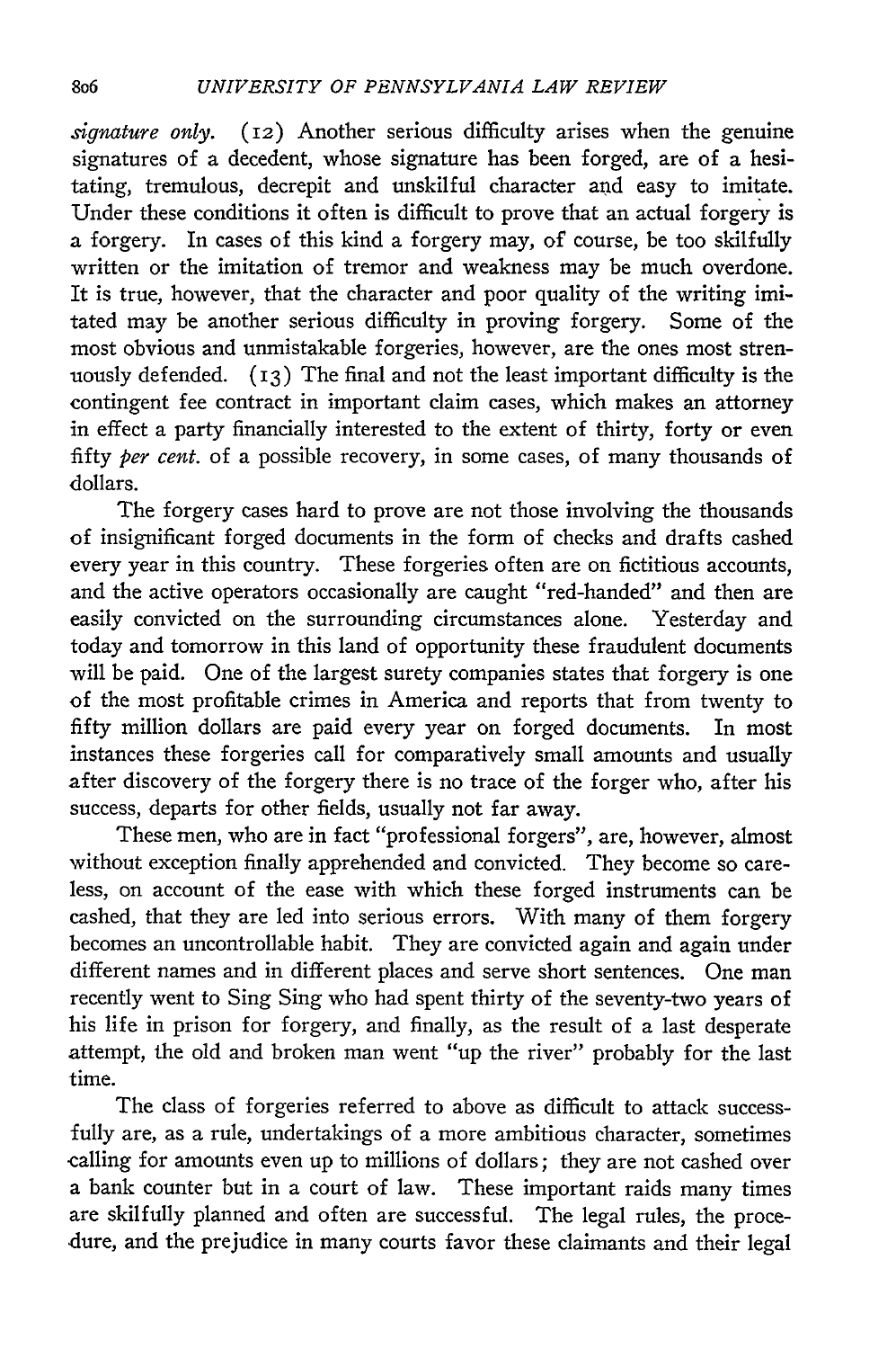*signature only.* (12) Another serious difficulty arises when the genuine signatures of a decedent, whose signature has been forged, are of a hesitating, tremulous, decrepit and unskilful character and easy to imitate. Under these conditions it often is difficult to prove that an actual forgery is a forgery. In cases of this kind a forgery may, of course, be too skilfully written or the imitation of tremor and weakness may be much overdone. It is true, however, that the character and poor quality of the writing imitated may be another serious difficulty in proving forgery. Some of the most obvious and unmistakable forgeries, however, are the ones most strenuously defended. (13) The final and not the least important difficulty is the contingent fee contract in important claim cases, which makes an attorney in effect a party financially interested to the extent of thirty, forty or even fifty *per cent.* of a possible recovery, in some cases, of many thousands of dollars.

The forgery cases hard to prove are not those involving the thousands of insignificant forged documents in the form of checks and drafts cashed every year in this country. These forgeries often are on fictitious accounts, and the active operators occasionally are caught "red-handed" and then are easily convicted on the surrounding circumstances alone. Yesterday and today and tomorrow in this land of opportunity these fraudulent documents will be paid. One of the largest surety companies states that forgery is one of the most profitable crimes in America and reports that from twenty to fifty million dollars are paid every year on forged documents. In most instances these forgeries call for comparatively small amounts and usually after discovery of the forgery there is no trace of the forger who, after his success, departs for other fields, usually not far away.

These men, who are in fact "professional forgers", are, however, almost without exception finally apprehended and convicted. They become so careless, on account of the ease with which these forged instruments can be cashed, that they are led into serious errors. With many of them forgery becomes an uncontrollable habit. They are convicted again and again under different names and in different places and serve short sentences. One man recently went to Sing Sing who had spent thirty of the seventy-two years of his life in prison for forgery, and finally, as the result of a last desperate attempt, the old and broken man went "up the river" probably for the last time.

The class of forgeries referred to above as difficult to attack successfully are, as a rule, undertakings of a more ambitious character, sometimes calling for amounts even up to millions of dollars; they are not cashed over a bank counter but in a court of law. These important raids many times are skilfully planned and often are successful. The legal rules, the procedure, and the prejudice in many courts favor these claimants and their legal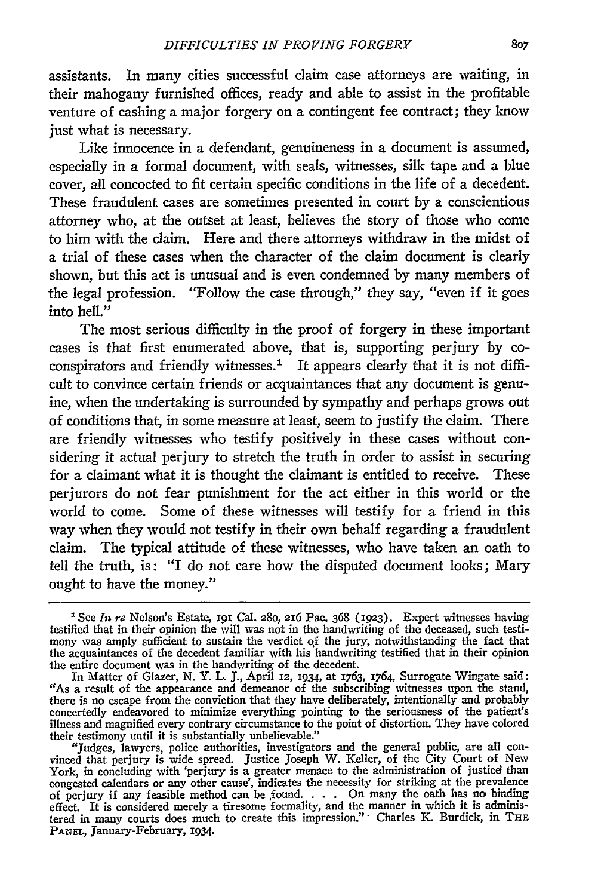assistants. In many cities successful claim case attorneys are waiting, in their mahogany furnished offices, ready and able to assist in the profitable venture of cashing a major forgery on a contingent fee contract; they know just what is necessary.

Like innocence in a defendant, genuineness in a document is assumed, especially in a formal document, with seals, witnesses, silk tape and a blue cover, all concocted to fit certain specific conditions in the life of a decedent. These fraudulent cases are sometimes presented in court by a conscientious attorney who, at the outset at least, believes the story of those who come to him with the claim. Here and there attorneys withdraw in the midst of a trial of these cases when the character of the claim document is clearly shown, but this act is unusual and is even condemned by many members of the legal profession. "Follow the case through," they say, "even if it goes into hell."

The most serious difficulty in the proof of forgery in these important cases is that first enumerated above, that is, supporting perjury by co-conspirators and friendly witnesses.[1] It appears clearly that it is not difficult to convince certain friends or acquaintances that any document is genuine, when the undertaking is surrounded by sympathy and perhaps grows out of conditions that, in some measure at least, seem to justify the claim. There are friendly witnesses who testify positively in these cases without considering it actual perjury to stretch the truth in order to assist in securing for a claimant what it is thought the claimant is entitled to receive. These perjurors do not fear punishment for the act either in this world or the world to come. Some of these witnesses will testify for a friend in this way when they would not testify in their own behalf regarding a fraudulent claim. The typical attitude of these witnesses, who have taken an oath to tell the truth, is: "I do not care how the disputed document looks; Mary ought to have the money."

---

[1] See *In re* Nelson's Estate, 191 Cal. 280, 216 Pac. 368 (1923). Expert witnesses having testified that in their opinion the will was not in the handwriting of the deceased, such testimony was amply sufficient to sustain the verdict of the jury, notwithstanding the fact that the acquaintances of the decedent familiar with his handwriting testified that in their opinion the entire document was in the handwriting of the decedent.

In Matter of Glazer, N. Y. L. J., April 12, 1934, at 1763, 1764, Surrogate Wingate said: "As a result of the appearance and demeanor of the subscribing witnesses upon the stand, there is no escape from the conviction that they have deliberately, intentionally and probably concertedly endeavored to minimize everything pointing to the seriousness of the patient's illness and magnified every contrary circumstance to the point of distortion. They have colored their testimony until it is substantially unbelievable."

"Judges, lawyers, police authorities, investigators and the general public, are all convinced that perjury is wide spread. Justice Joseph W. Keller, of the City Court of New York, in concluding with 'perjury is a greater menace to the administration of justice than congested calendars or any other cause', indicates the necessity for striking at the prevalence of perjury if any feasible method can be found. . . . On many the oath has no binding effect. It is considered merely a tiresome formality, and the manner in which it is administered in many courts does much to create this impression." Charles K. Burdick, in THE PANEL, January-February, 1934.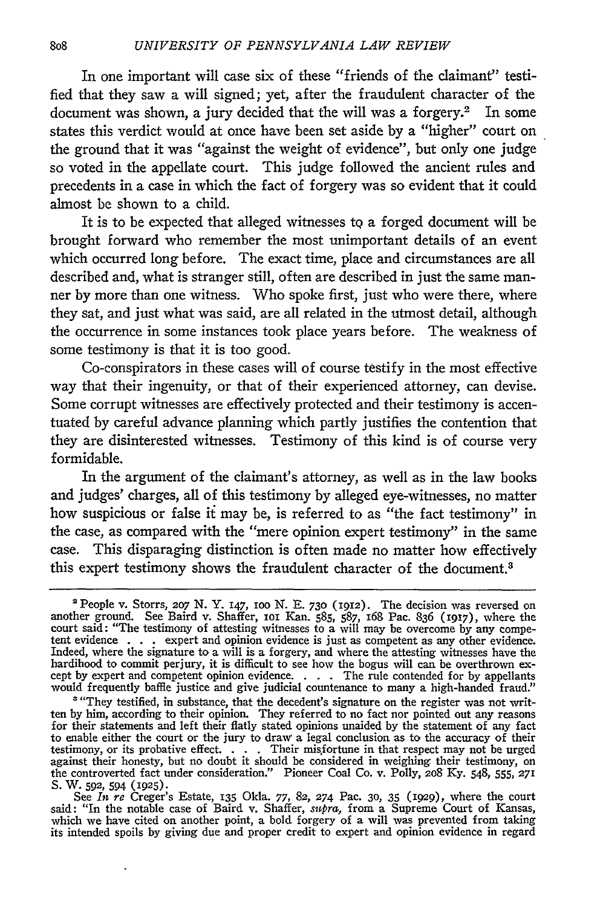In one important will case six of these "friends of the claimant" testified that they saw a will signed; yet, after the fraudulent character of the document was shown, a jury decided that the will was a forgery.[2] In some states this verdict would at once have been set aside by a "higher" court on the ground that it was "against the weight of evidence", but only one judge so voted in the appellate court. This judge followed the ancient rules and precedents in a case in which the fact of forgery was so evident that it could almost be shown to a child.

It is to be expected that alleged witnesses to a forged document will be brought forward who remember the most unimportant details of an event which occurred long before. The exact time, place and circumstances are all described and, what is stranger still, often are described in just the same manner by more than one witness. Who spoke first, just who were there, where they sat, and just what was said, are all related in the utmost detail, although the occurrence in some instances took place years before. The weakness of some testimony is that it is too good.

Co-conspirators in these cases will of course testify in the most effective way that their ingenuity, or that of their experienced attorney, can devise. Some corrupt witnesses are effectively protected and their testimony is accentuated by careful advance planning which partly justifies the contention that they are disinterested witnesses. Testimony of this kind is of course very formidable.

In the argument of the claimant's attorney, as well as in the law books and judges' charges, all of this testimony by alleged eye-witnesses, no matter how suspicious or false it may be, is referred to as "the fact testimony" in the case, as compared with the "mere opinion expert testimony" in the same case. This disparaging distinction is often made no matter how effectively this expert testimony shows the fraudulent character of the document.[3]

---

[2] People v. Storrs, 207 N. Y. 147, 100 N. E. 730 (1912). The decision was reversed on another ground. See Baird v. Shaffer, 101 Kan. 585, 587, 168 Pac. 836 (1917), where the court said: "The testimony of attesting witnesses to a will may be overcome by any competent evidence . . . expert and opinion evidence is just as competent as any other evidence. Indeed, where the signature to a will is a forgery, and where the attesting witnesses have the hardihood to commit perjury, it is difficult to see how the bogus will can be overthrown except by expert and competent opinion evidence. . . . The rule contended for by appellants would frequently baffle justice and give judicial countenance to many a high-handed fraud."

[3] "They testified, in substance, that the decedent's signature on the register was not written by him, according to their opinion. They referred to no fact nor pointed out any reasons for their statements and left their flatly stated opinions unaided by the statement of any fact to enable either the court or the jury to draw a legal conclusion as to the accuracy of their testimony, or its probative effect. . . . Their misfortune in that respect may not be urged against their honesty, but no doubt it should be considered in weighing their testimony, on the controverted fact under consideration." Pioneer Coal Co. v. Polly, 208 Ky. 548, 555, 271 S. W. 592, 594 (1925).

See *In re* Creger's Estate, 135 Okla. 77, 82, 274 Pac. 30, 35 (1929), where the court said: "In the notable case of Baird v. Shaffer, *supra*, from a Supreme Court of Kansas, which we have cited on another point, a bold forgery of a will was prevented from taking its intended spoils by giving due and proper credit to expert and opinion evidence in regard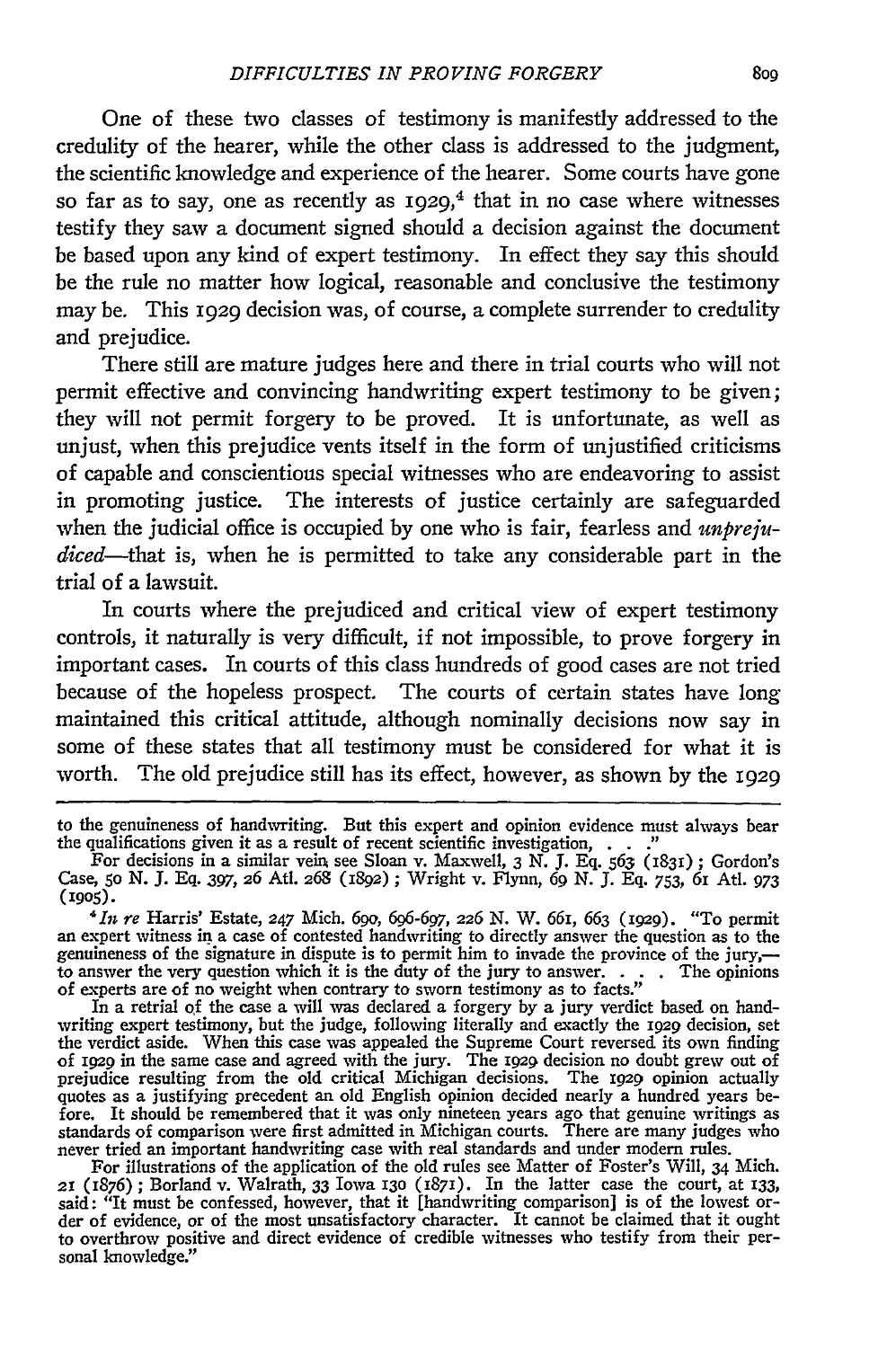One of these two classes of testimony is manifestly addressed to the credulity of the hearer, while the other class is addressed to the judgment, the scientific knowledge and experience of the hearer. Some courts have gone so far as to say, one as recently as 1929,[4] that in no case where witnesses testify they saw a document signed should a decision against the document be based upon any kind of expert testimony. In effect they say this should be the rule no matter how logical, reasonable and conclusive the testimony may be. This 1929 decision was, of course, a complete surrender to credulity and prejudice.

There still are mature judges here and there in trial courts who will not permit effective and convincing handwriting expert testimony to be given; they will not permit forgery to be proved. It is unfortunate, as well as unjust, when this prejudice vents itself in the form of unjustified criticisms of capable and conscientious special witnesses who are endeavoring to assist in promoting justice. The interests of justice certainly are safeguarded when the judicial office is occupied by one who is fair, fearless and *unprejudiced*—that is, when he is permitted to take any considerable part in the trial of a lawsuit.

In courts where the prejudiced and critical view of expert testimony controls, it naturally is very difficult, if not impossible, to prove forgery in important cases. In courts of this class hundreds of good cases are not tried because of the hopeless prospect. The courts of certain states have long maintained this critical attitude, although nominally decisions now say in some of these states that all testimony must be considered for what it is worth. The old prejudice still has its effect, however, as shown by the 1929

---

to the genuineness of handwriting. But this expert and opinion evidence must always bear the qualifications given it as a result of recent scientific investigation, . . ."

For decisions in a similar vein see Sloan v. Maxwell, 3 N. J. Eq. 563 (1831); Gordon's Case, 50 N. J. Eq. 397, 26 Atl. 268 (1892); Wright v. Flynn, 69 N. J. Eq. 753, 61 Atl. 973 (1905).

[4] *In re* Harris' Estate, 247 Mich. 690, 696-697, 226 N. W. 661, 663 (1929). "To permit an expert witness in a case of contested handwriting to directly answer the question as to the genuineness of the signature in dispute is to permit him to invade the province of the jury,—to answer the very question which it is the duty of the jury to answer. . . . The opinions of experts are of no weight when contrary to sworn testimony as to facts."

In a retrial of the case a will was declared a forgery by a jury verdict based on handwriting expert testimony, but the judge, following literally and exactly the 1929 decision, set the verdict aside. When this case was appealed the Supreme Court reversed its own finding of 1929 in the same case and agreed with the jury. The 1929 decision no doubt grew out of prejudice resulting from the old critical Michigan decisions. The 1929 opinion actually quotes as a justifying precedent an old English opinion decided nearly a hundred years before. It should be remembered that it was only nineteen years ago that genuine writings as standards of comparison were first admitted in Michigan courts. There are many judges who never tried an important handwriting case with real standards and under modern rules.

For illustrations of the application of the old rules see Matter of Foster's Will, 34 Mich. 21 (1876); Borland v. Walrath, 33 Iowa 130 (1871). In the latter case the court, at 133, said: "It must be confessed, however, that it [handwriting comparison] is of the lowest order of evidence, or of the most unsatisfactory character. It cannot be claimed that it ought to overthrow positive and direct evidence of credible witnesses who testify from their personal knowledge."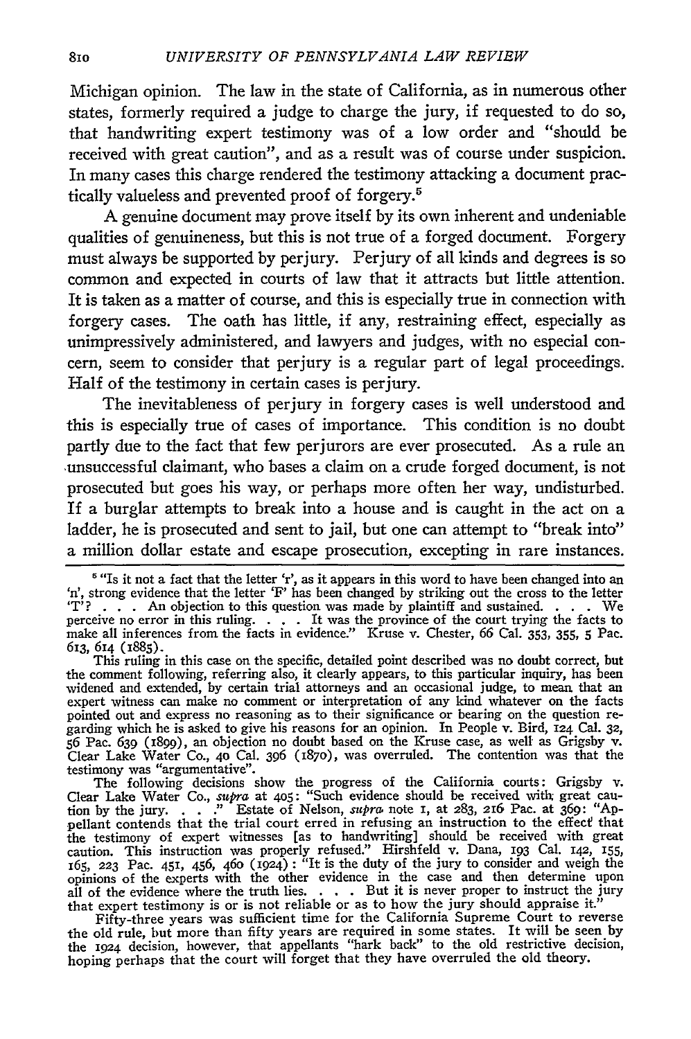Michigan opinion. The law in the state of California, as in numerous other states, formerly required a judge to charge the jury, if requested to do so, that handwriting expert testimony was of a low order and "should be received with great caution", and as a result was of course under suspicion. In many cases this charge rendered the testimony attacking a document practically valueless and prevented proof of forgery.[5]

A genuine document may prove itself by its own inherent and undeniable qualities of genuineness, but this is not true of a forged document. Forgery must always be supported by perjury. Perjury of all kinds and degrees is so common and expected in courts of law that it attracts but little attention. It is taken as a matter of course, and this is especially true in connection with forgery cases. The oath has little, if any, restraining effect, especially as unimpressively administered, and lawyers and judges, with no especial concern, seem to consider that perjury is a regular part of legal proceedings. Half of the testimony in certain cases is perjury.

The inevitableness of perjury in forgery cases is well understood and this is especially true of cases of importance. This condition is no doubt partly due to the fact that few perjurors are ever prosecuted. As a rule an unsuccessful claimant, who bases a claim on a crude forged document, is not prosecuted but goes his way, or perhaps more often her way, undisturbed. If a burglar attempts to break into a house and is caught in the act on a ladder, he is prosecuted and sent to jail, but one can attempt to "break into" a million dollar estate and escape prosecution, excepting in rare instances.

[5] "Is it not a fact that the letter 'r', as it appears in this word to have been changed into an 'n', strong evidence that the letter 'F' has been changed by striking out the cross to the letter 'T'? . . . An objection to this question was made by plaintiff and sustained. . . . We perceive no error in this ruling. . . . It was the province of the court trying the facts to make all inferences from the facts in evidence." Kruse v. Chester, 66 Cal. 353, 355, 5 Pac. 613, 614 (1885).

This ruling in this case on the specific, detailed point described was no doubt correct, but the comment following, referring also, it clearly appears, to this particular inquiry, has been widened and extended, by certain trial attorneys and an occasional judge, to mean that an expert witness can make no comment or interpretation of any kind whatever on the facts pointed out and express no reasoning as to their significance or bearing on the question regarding which he is asked to give his reasons for an opinion. In People v. Bird, 124 Cal. 32, 56 Pac. 639 (1899), an objection no doubt based on the Kruse case, as well as Grigsby v. Clear Lake Water Co., 40 Cal. 396 (1870), was overruled. The contention was that the testimony was "argumentative".

The following decisions show the progress of the California courts: Grigsby v. Clear Lake Water Co., *supra* at 405: "Such evidence should be received with great caution by the jury. . . ." Estate of Nelson, *supra* note 1, at 283, 216 Pac. at 369: "Appellant contends that the trial court erred in refusing an instruction to the effect that the testimony of expert witnesses [as to handwriting] should be received with great caution. This instruction was properly refused." Hirshfeld v. Dana, 193 Cal. 142, 155, 165, 223 Pac. 451, 456, 460 (1924): "It is the duty of the jury to consider and weigh the opinions of the experts with the other evidence in the case and then determine upon all of the evidence where the truth lies. . . . But it is never proper to instruct the jury that expert testimony is or is not reliable or as to how the jury should appraise it."

Fifty-three years was sufficient time for the California Supreme Court to reverse the old rule, but more than fifty years are required in some states. It will be seen by the 1924 decision, however, that appellants "hark back" to the old restrictive decision, hoping perhaps that the court will forget that they have overruled the old theory.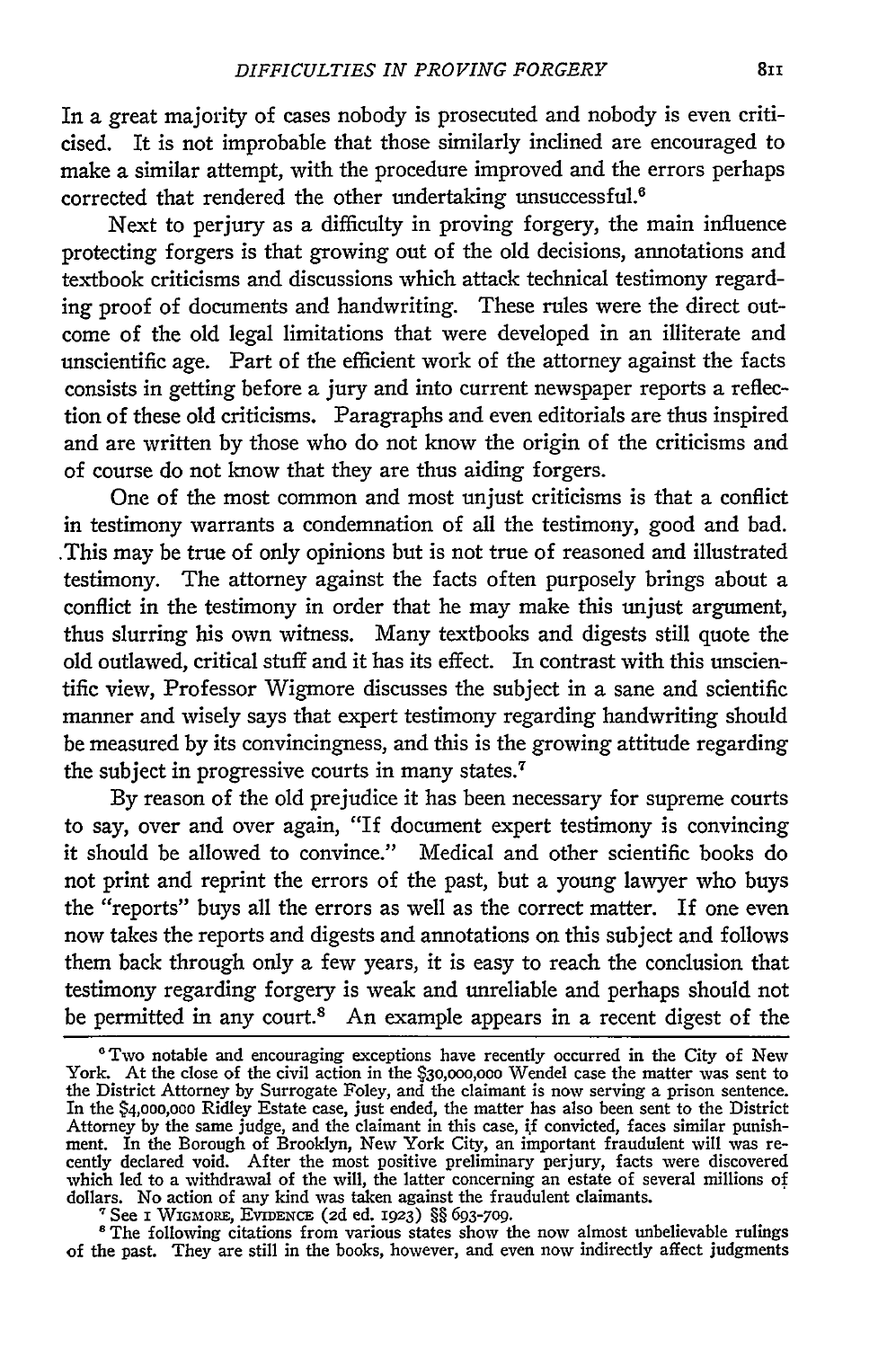In a great majority of cases nobody is prosecuted and nobody is even criticised. It is not improbable that those similarly inclined are encouraged to make a similar attempt, with the procedure improved and the errors perhaps corrected that rendered the other undertaking unsuccessful.[6]

Next to perjury as a difficulty in proving forgery, the main influence protecting forgers is that growing out of the old decisions, annotations and textbook criticisms and discussions which attack technical testimony regarding proof of documents and handwriting. These rules were the direct outcome of the old legal limitations that were developed in an illiterate and unscientific age. Part of the efficient work of the attorney against the facts consists in getting before a jury and into current newspaper reports a reflection of these old criticisms. Paragraphs and even editorials are thus inspired and are written by those who do not know the origin of the criticisms and of course do not know that they are thus aiding forgers.

One of the most common and most unjust criticisms is that a conflict in testimony warrants a condemnation of all the testimony, good and bad. This may be true of only opinions but is not true of reasoned and illustrated testimony. The attorney against the facts often purposely brings about a conflict in the testimony in order that he may make this unjust argument, thus slurring his own witness. Many textbooks and digests still quote the old outlawed, critical stuff and it has its effect. In contrast with this unscientific view, Professor Wigmore discusses the subject in a sane and scientific manner and wisely says that expert testimony regarding handwriting should be measured by its convincingness, and this is the growing attitude regarding the subject in progressive courts in many states.[7]

By reason of the old prejudice it has been necessary for supreme courts to say, over and over again, "If document expert testimony is convincing it should be allowed to convince." Medical and other scientific books do not print and reprint the errors of the past, but a young lawyer who buys the "reports" buys all the errors as well as the correct matter. If one even now takes the reports and digests and annotations on this subject and follows them back through only a few years, it is easy to reach the conclusion that testimony regarding forgery is weak and unreliable and perhaps should not be permitted in any court.[8] An example appears in a recent digest of the

---

[6] Two notable and encouraging exceptions have recently occurred in the City of New York. At the close of the civil action in the $30,000,000 Wendel case the matter was sent to the District Attorney by Surrogate Foley, and the claimant is now serving a prison sentence. In the $4,000,000 Ridley Estate case, just ended, the matter has also been sent to the District Attorney by the same judge, and the claimant in this case, if convicted, faces similar punishment. In the Borough of Brooklyn, New York City, an important fraudulent will was recently declared void. After the most positive preliminary perjury, facts were discovered which led to a withdrawal of the will, the latter concerning an estate of several millions of dollars. No action of any kind was taken against the fraudulent claimants.

[7] See 1 Wigmore, Evidence (2d ed. 1923) §§ 693-709.

[8] The following citations from various states show the now almost unbelievable rulings of the past. They are still in the books, however, and even now indirectly affect judgments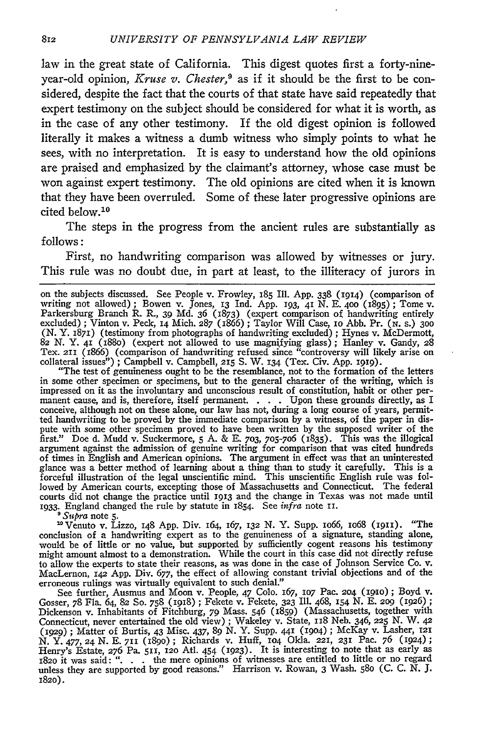law in the great state of California. This digest quotes first a forty-nine-year-old opinion, *Kruse v. Chester*,[9] as if it should be the first to be considered, despite the fact that the courts of that state have said repeatedly that expert testimony on the subject should be considered for what it is worth, as in the case of any other testimony. If the old digest opinion is followed literally it makes a witness a dumb witness who simply points to what he sees, with no interpretation. It is easy to understand how the old opinions are praised and emphasized by the claimant's attorney, whose case must be won against expert testimony. The old opinions are cited when it is known that they have been overruled. Some of these later progressive opinions are cited below.[10]

The steps in the progress from the ancient rules are substantially as follows:

First, no handwriting comparison was allowed by witnesses or jury. This rule was no doubt due, in part at least, to the illiteracy of jurors in

---

on the subjects discussed. See People v. Frowley, 185 Ill. App. 338 (1914) (comparison of writing not allowed); Bowen v. Jones, 13 Ind. App. 193, 41 N. E. 400 (1895); Tome v. Parkersburg Branch R. R., 39 Md. 36 (1873) (expert comparison of handwriting entirely excluded); Vinton v. Peck, 14 Mich. 287 (1866); Taylor Will Case, 10 Abb. Pr. (N. S.) 300 (N. Y. 1871) (testimony from photographs of handwriting excluded); Hynes v. McDermott, 82 N. Y. 41 (1880) (expert not allowed to use magnifying glass); Hanley v. Gandy, 28 Tex. 211 (1866) (comparison of handwriting refused since "controversy will likely arise on collateral issues"); Campbell v. Campbell, 215 S. W. 134 (Tex. Civ. App. 1919).

"The test of genuineness ought to be the resemblance, not to the formation of the letters in some other specimen or specimens, but to the general character of the writing, which is impressed on it as the involuntary and unconscious result of constitution, habit or other permanent cause, and is, therefore, itself permanent. . . . Upon these grounds directly, as I conceive, although not on these alone, our law has not, during a long course of years, permitted handwriting to be proved by the immediate comparison by a witness, of the paper in dispute with some other specimen proved to have been written by the supposed writer of the first." Doe d. Mudd v. Suckermore, 5 A. & E. 703, 705-706 (1835). This was the illogical argument against the admission of genuine writing for comparison that was cited hundreds of times in English and American opinions. The argument in effect was that an uninterested glance was a better method of learning about a thing than to study it carefully. This is a forceful illustration of the legal unscientific mind. This unscientific English rule was followed by American courts, excepting those of Massachusetts and Connecticut. The federal courts did not change the practice until 1913 and the change in Texas was not made until 1933. England changed the rule by statute in 1854. See *infra* note 11.

[9] *Supra* note 5.

[10] Venuto v. Lizzo, 148 App. Div. 164, 167, 132 N. Y. Supp. 1066, 1068 (1911). "The conclusion of a handwriting expert as to the genuineness of a signature, standing alone, would be of little or no value, but supported by sufficiently cogent reasons his testimony might amount almost to a demonstration. While the court in this case did not directly refuse to allow the experts to state their reasons, as was done in the case of Johnson Service Co. v. MacLernon, 142 App. Div. 677, the effect of allowing constant trivial objections and of the erroneous rulings was virtually equivalent to such denial."

See further, Ausmus and Moon v. People, 47 Colo. 167, 107 Pac. 204 (1910); Boyd v. Gosser, 78 Fla. 64, 82 So. 758 (1918); Fekete v. Fekete, 323 Ill. 468, 154 N. E. 209 (1926); Dickenson v. Inhabitants of Fitchburg, 79 Mass. 546 (1859) (Massachusetts, together with Connecticut, never entertained the old view); Wakeley v. State, 118 Neb. 346, 225 N. W. 42 (1929); Matter of Burtis, 43 Misc. 437, 89 N. Y. Supp. 441 (1904); McKay v. Lasher, 121 N. Y. 477, 24 N. E. 711 (1890); Richards v. Huff, 104 Okla. 221, 231 Pac. 76 (1924); Henry's Estate, 276 Pa. 511, 120 Atl. 454 (1923). It is interesting to note that as early as 1820 it was said: ". . . the mere opinions of witnesses are entitled to little or no regard unless they are supported by good reasons." Harrison v. Rowan, 3 Wash. 580 (C. C. N. J. 1820).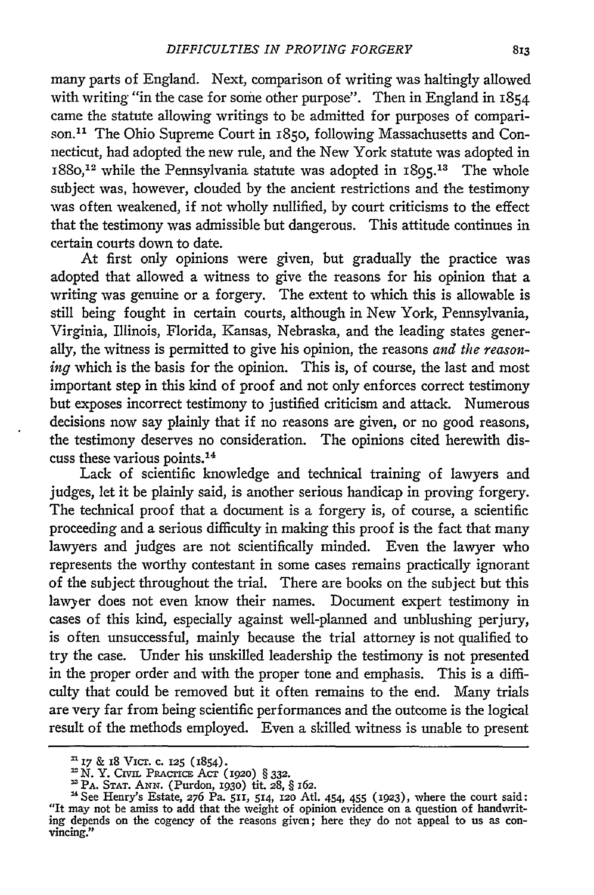many parts of England. Next, comparison of writing was haltingly allowed with writing "in the case for some other purpose". Then in England in 1854 came the statute allowing writings to be admitted for purposes of comparison.[11] The Ohio Supreme Court in 1850, following Massachusetts and Connecticut, had adopted the new rule, and the New York statute was adopted in 1880,[12] while the Pennsylvania statute was adopted in 1895.[13] The whole subject was, however, clouded by the ancient restrictions and the testimony was often weakened, if not wholly nullified, by court criticisms to the effect that the testimony was admissible but dangerous. This attitude continues in certain courts down to date.

At first only opinions were given, but gradually the practice was adopted that allowed a witness to give the reasons for his opinion that a writing was genuine or a forgery. The extent to which this is allowable is still being fought in certain courts, although in New York, Pennsylvania, Virginia, Illinois, Florida, Kansas, Nebraska, and the leading states generally, the witness is permitted to give his opinion, the reasons *and the reasoning* which is the basis for the opinion. This is, of course, the last and most important step in this kind of proof and not only enforces correct testimony but exposes incorrect testimony to justified criticism and attack. Numerous decisions now say plainly that if no reasons are given, or no good reasons, the testimony deserves no consideration. The opinions cited herewith discuss these various points.[14]

Lack of scientific knowledge and technical training of lawyers and judges, let it be plainly said, is another serious handicap in proving forgery. The technical proof that a document is a forgery is, of course, a scientific proceeding and a serious difficulty in making this proof is the fact that many lawyers and judges are not scientifically minded. Even the lawyer who represents the worthy contestant in some cases remains practically ignorant of the subject throughout the trial. There are books on the subject but this lawyer does not even know their names. Document expert testimony in cases of this kind, especially against well-planned and unblushing perjury, is often unsuccessful, mainly because the trial attorney is not qualified to try the case. Under his unskilled leadership the testimony is not presented in the proper order and with the proper tone and emphasis. This is a difficulty that could be removed but it often remains to the end. Many trials are very far from being scientific performances and the outcome is the logical result of the methods employed. Even a skilled witness is unable to present

---

[11] 17 & 18 VICT. c. 125 (1854).

[12] N. Y. CIVIL PRACTICE ACT (1920) § 332.

[13] PA. STAT. ANN. (Purdon, 1930) tit. 28, § 162.

[14] See Henry's Estate, 276 Pa. 511, 514, 120 Atl. 454, 455 (1923), where the court said: "It may not be amiss to add that the weight of opinion evidence on a question of handwriting depends on the cogency of the reasons given; here they do not appeal to us as convincing."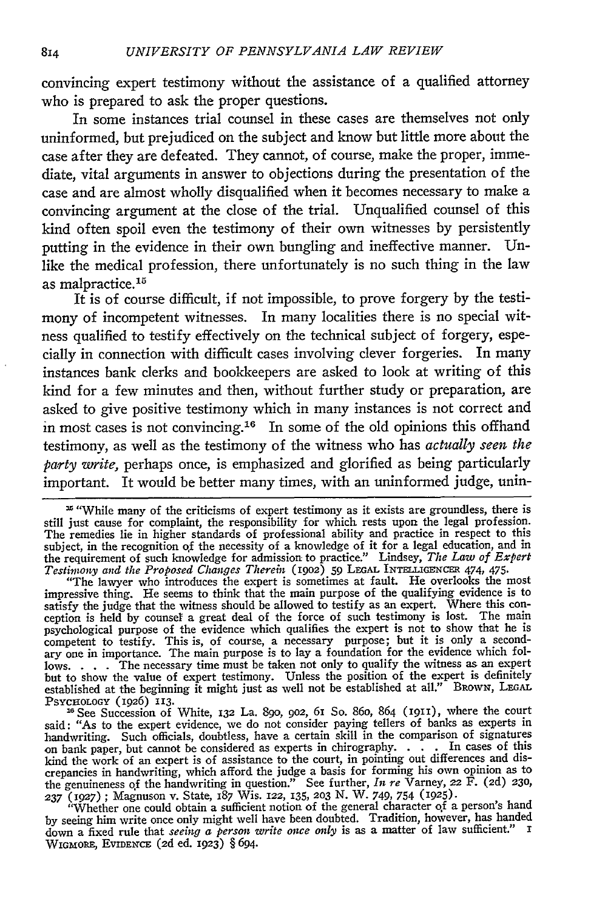convincing expert testimony without the assistance of a qualified attorney who is prepared to ask the proper questions.

In some instances trial counsel in these cases are themselves not only uninformed, but prejudiced on the subject and know but little more about the case after they are defeated. They cannot, of course, make the proper, immediate, vital arguments in answer to objections during the presentation of the case and are almost wholly disqualified when it becomes necessary to make a convincing argument at the close of the trial. Unqualified counsel of this kind often spoil even the testimony of their own witnesses by persistently putting in the evidence in their own bungling and ineffective manner. Unlike the medical profession, there unfortunately is no such thing in the law as malpractice.[15]

It is of course difficult, if not impossible, to prove forgery by the testimony of incompetent witnesses. In many localities there is no special witness qualified to testify effectively on the technical subject of forgery, especially in connection with difficult cases involving clever forgeries. In many instances bank clerks and bookkeepers are asked to look at writing of this kind for a few minutes and then, without further study or preparation, are asked to give positive testimony which in many instances is not correct and in most cases is not convincing.[16] In some of the old opinions this offhand testimony, as well as the testimony of the witness who has *actually seen the party write*, perhaps once, is emphasized and glorified as being particularly important. It would be better many times, with an uninformed judge, unin-

---

[15] "While many of the criticisms of expert testimony as it exists are groundless, there is still just cause for complaint, the responsibility for which rests upon the legal profession. The remedies lie in higher standards of professional ability and practice in respect to this subject, in the recognition of the necessity of a knowledge of it for a legal education, and in the requirement of such knowledge for admission to practice." Lindsey, *The Law of Expert Testimony and the Proposed Changes Therein* (1902) 59 LEGAL INTELLIGENCER 474, 475.

"The lawyer who introduces the expert is sometimes at fault. He overlooks the most impressive thing. He seems to think that the main purpose of the qualifying evidence is to satisfy the judge that the witness should be allowed to testify as an expert. Where this conception is held by counsel a great deal of the force of such testimony is lost. The main psychological purpose of the evidence which qualifies the expert is not to show that he is competent to testify. This is, of course, a necessary purpose; but it is only a secondary one in importance. The main purpose is to lay a foundation for the evidence which follows. . . . The necessary time must be taken not only to qualify the witness as an expert but to show the value of expert testimony. Unless the position of the expert is definitely established at the beginning it might just as well not be established at all." BROWN, LEGAL PSYCHOLOGY (1926) 113.

[16] See Succession of White, 132 La. 890, 902, 61 So. 860, 864 (1911), where the court said: "As to the expert evidence, we do not consider paying tellers of banks as experts in handwriting. Such officials, doubtless, have a certain skill in the comparison of signatures on bank paper, but cannot be considered as experts in chirography. . . . In cases of this kind the work of an expert is of assistance to the court, in pointing out differences and discrepancies in handwriting, which afford the judge a basis for forming his own opinion as to the genuineness of the handwriting in question." See further, *In re* Varney, 22 F. (2d) 230, 237 (1927); Magnuson v. State, 187 Wis. 122, 135, 203 N. W. 749, 754 (1925).

"Whether one could obtain a sufficient notion of the general character of a person's hand by seeing him write once only might well have been doubted. Tradition, however, has handed down a fixed rule that *seeing a person write once only* is as a matter of law sufficient." 1 WIGMORE, EVIDENCE (2d ed. 1923) § 694.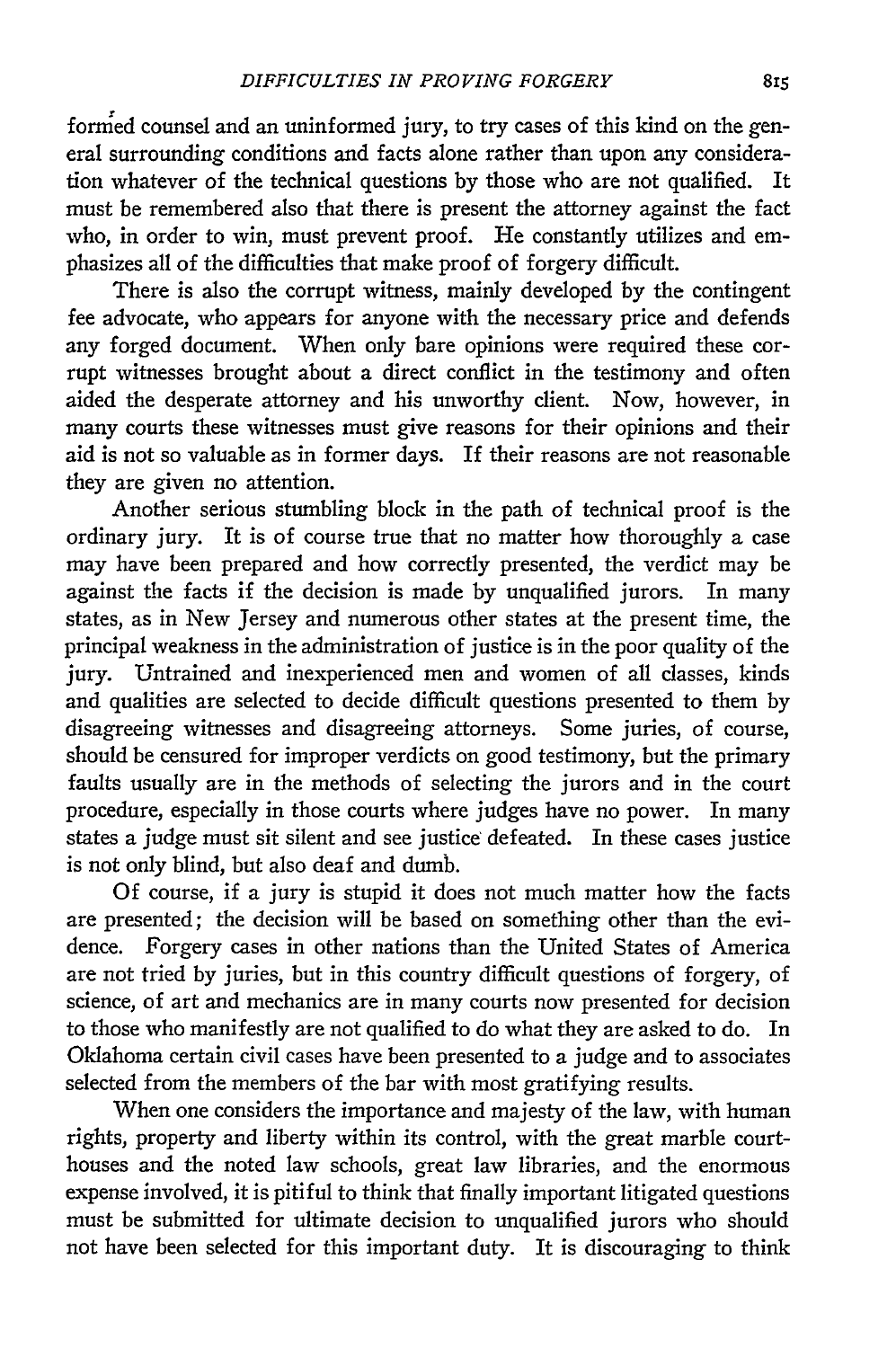formed counsel and an uninformed jury, to try cases of this kind on the general surrounding conditions and facts alone rather than upon any consideration whatever of the technical questions by those who are not qualified. It must be remembered also that there is present the attorney against the fact who, in order to win, must prevent proof. He constantly utilizes and emphasizes all of the difficulties that make proof of forgery difficult.

There is also the corrupt witness, mainly developed by the contingent fee advocate, who appears for anyone with the necessary price and defends any forged document. When only bare opinions were required these corrupt witnesses brought about a direct conflict in the testimony and often aided the desperate attorney and his unworthy client. Now, however, in many courts these witnesses must give reasons for their opinions and their aid is not so valuable as in former days. If their reasons are not reasonable they are given no attention.

Another serious stumbling block in the path of technical proof is the ordinary jury. It is of course true that no matter how thoroughly a case may have been prepared and how correctly presented, the verdict may be against the facts if the decision is made by unqualified jurors. In many states, as in New Jersey and numerous other states at the present time, the principal weakness in the administration of justice is in the poor quality of the jury. Untrained and inexperienced men and women of all classes, kinds and qualities are selected to decide difficult questions presented to them by disagreeing witnesses and disagreeing attorneys. Some juries, of course, should be censured for improper verdicts on good testimony, but the primary faults usually are in the methods of selecting the jurors and in the court procedure, especially in those courts where judges have no power. In many states a judge must sit silent and see justice defeated. In these cases justice is not only blind, but also deaf and dumb.

Of course, if a jury is stupid it does not much matter how the facts are presented; the decision will be based on something other than the evidence. Forgery cases in other nations than the United States of America are not tried by juries, but in this country difficult questions of forgery, of science, of art and mechanics are in many courts now presented for decision to those who manifestly are not qualified to do what they are asked to do. In Oklahoma certain civil cases have been presented to a judge and to associates selected from the members of the bar with most gratifying results.

When one considers the importance and majesty of the law, with human rights, property and liberty within its control, with the great marble courthouses and the noted law schools, great law libraries, and the enormous expense involved, it is pitiful to think that finally important litigated questions must be submitted for ultimate decision to unqualified jurors who should not have been selected for this important duty. It is discouraging to think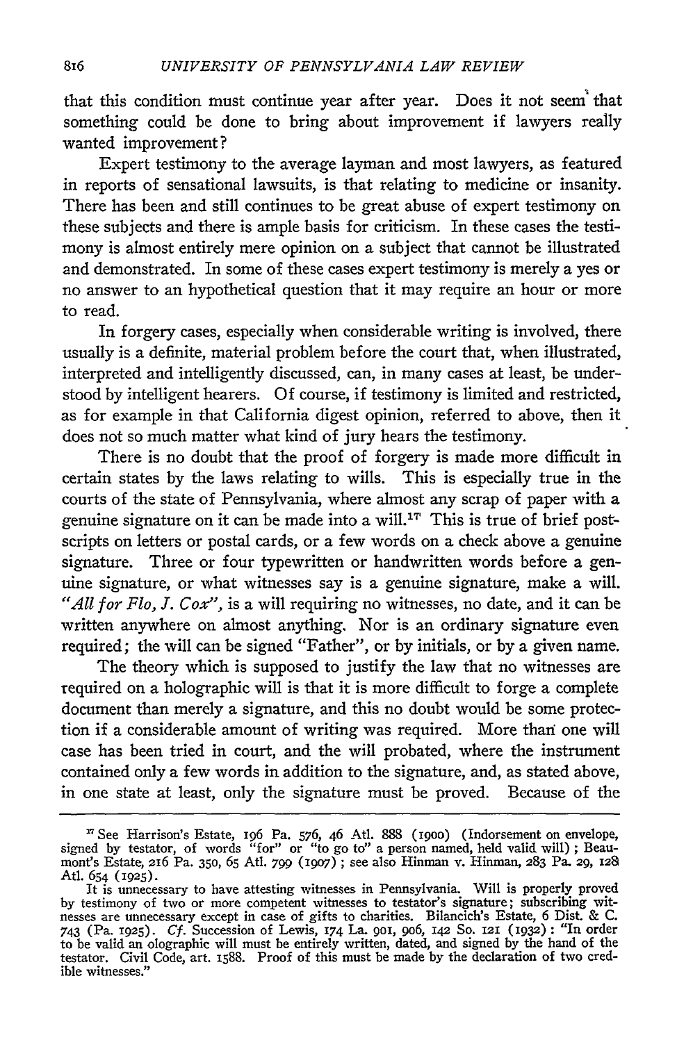that this condition must continue year after year. Does it not seem that something could be done to bring about improvement if lawyers really wanted improvement?

Expert testimony to the average layman and most lawyers, as featured in reports of sensational lawsuits, is that relating to medicine or insanity. There has been and still continues to be great abuse of expert testimony on these subjects and there is ample basis for criticism. In these cases the testimony is almost entirely mere opinion on a subject that cannot be illustrated and demonstrated. In some of these cases expert testimony is merely a yes or no answer to an hypothetical question that it may require an hour or more to read.

In forgery cases, especially when considerable writing is involved, there usually is a definite, material problem before the court that, when illustrated, interpreted and intelligently discussed, can, in many cases at least, be understood by intelligent hearers. Of course, if testimony is limited and restricted, as for example in that California digest opinion, referred to above, then it does not so much matter what kind of jury hears the testimony.

There is no doubt that the proof of forgery is made more difficult in certain states by the laws relating to wills. This is especially true in the courts of the state of Pennsylvania, where almost any scrap of paper with a genuine signature on it can be made into a will.[17] This is true of brief postscripts on letters or postal cards, or a few words on a check above a genuine signature. Three or four typewritten or handwritten words before a genuine signature, or what witnesses say is a genuine signature, make a will. *"All for Flo, J. Cox"*, is a will requiring no witnesses, no date, and it can be written anywhere on almost anything. Nor is an ordinary signature even required; the will can be signed "Father", or by initials, or by a given name.

The theory which is supposed to justify the law that no witnesses are required on a holographic will is that it is more difficult to forge a complete document than merely a signature, and this no doubt would be some protection if a considerable amount of writing was required. More than one will case has been tried in court, and the will probated, where the instrument contained only a few words in addition to the signature, and, as stated above, in one state at least, only the signature must be proved. Because of the

---

[17] See Harrison's Estate, 196 Pa. 576, 46 Atl. 888 (1900) (Indorsement on envelope, signed by testator, of words "for" or "to go to" a person named, held valid will); Beaumont's Estate, 216 Pa. 350, 65 Atl. 799 (1907); see also Hinman v. Hinman, 283 Pa. 29, 128 Atl. 654 (1925).

It is unnecessary to have attesting witnesses in Pennsylvania. Will is properly proved by testimony of two or more competent witnesses to testator's signature; subscribing witnesses are unnecessary except in case of gifts to charities. Bilancich's Estate, 6 Dist. & C. 743 (Pa. 1925). *Cf.* Succession of Lewis, 174 La. 901, 906, 142 So. 121 (1932): "In order to be valid an olographic will must be entirely written, dated, and signed by the hand of the testator. Civil Code, art. 1588. Proof of this must be made by the declaration of two credible witnesses."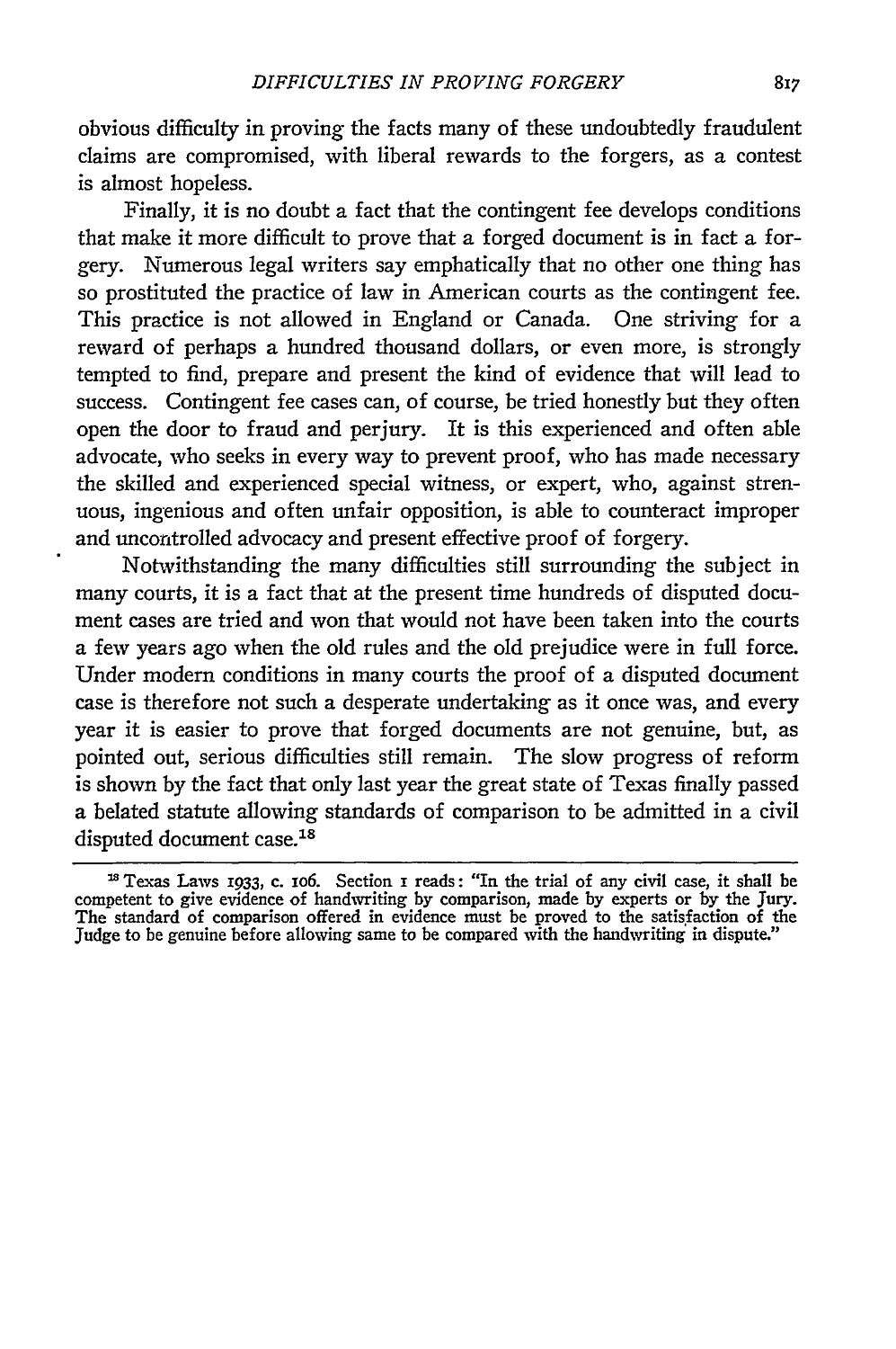obvious difficulty in proving the facts many of these undoubtedly fraudulent claims are compromised, with liberal rewards to the forgers, as a contest is almost hopeless.

Finally, it is no doubt a fact that the contingent fee develops conditions that make it more difficult to prove that a forged document is in fact a forgery. Numerous legal writers say emphatically that no other one thing has so prostituted the practice of law in American courts as the contingent fee. This practice is not allowed in England or Canada. One striving for a reward of perhaps a hundred thousand dollars, or even more, is strongly tempted to find, prepare and present the kind of evidence that will lead to success. Contingent fee cases can, of course, be tried honestly but they often open the door to fraud and perjury. It is this experienced and often able advocate, who seeks in every way to prevent proof, who has made necessary the skilled and experienced special witness, or expert, who, against strenuous, ingenious and often unfair opposition, is able to counteract improper and uncontrolled advocacy and present effective proof of forgery.

Notwithstanding the many difficulties still surrounding the subject in many courts, it is a fact that at the present time hundreds of disputed document cases are tried and won that would not have been taken into the courts a few years ago when the old rules and the old prejudice were in full force. Under modern conditions in many courts the proof of a disputed document case is therefore not such a desperate undertaking as it once was, and every year it is easier to prove that forged documents are not genuine, but, as pointed out, serious difficulties still remain. The slow progress of reform is shown by the fact that only last year the great state of Texas finally passed a belated statute allowing standards of comparison to be admitted in a civil disputed document case.[18]

---

[18] Texas Laws 1933, c. 106. Section 1 reads: "In the trial of any civil case, it shall be competent to give evidence of handwriting by comparison, made by experts or by the Jury. The standard of comparison offered in evidence must be proved to the satisfaction of the Judge to be genuine before allowing same to be compared with the handwriting in dispute."